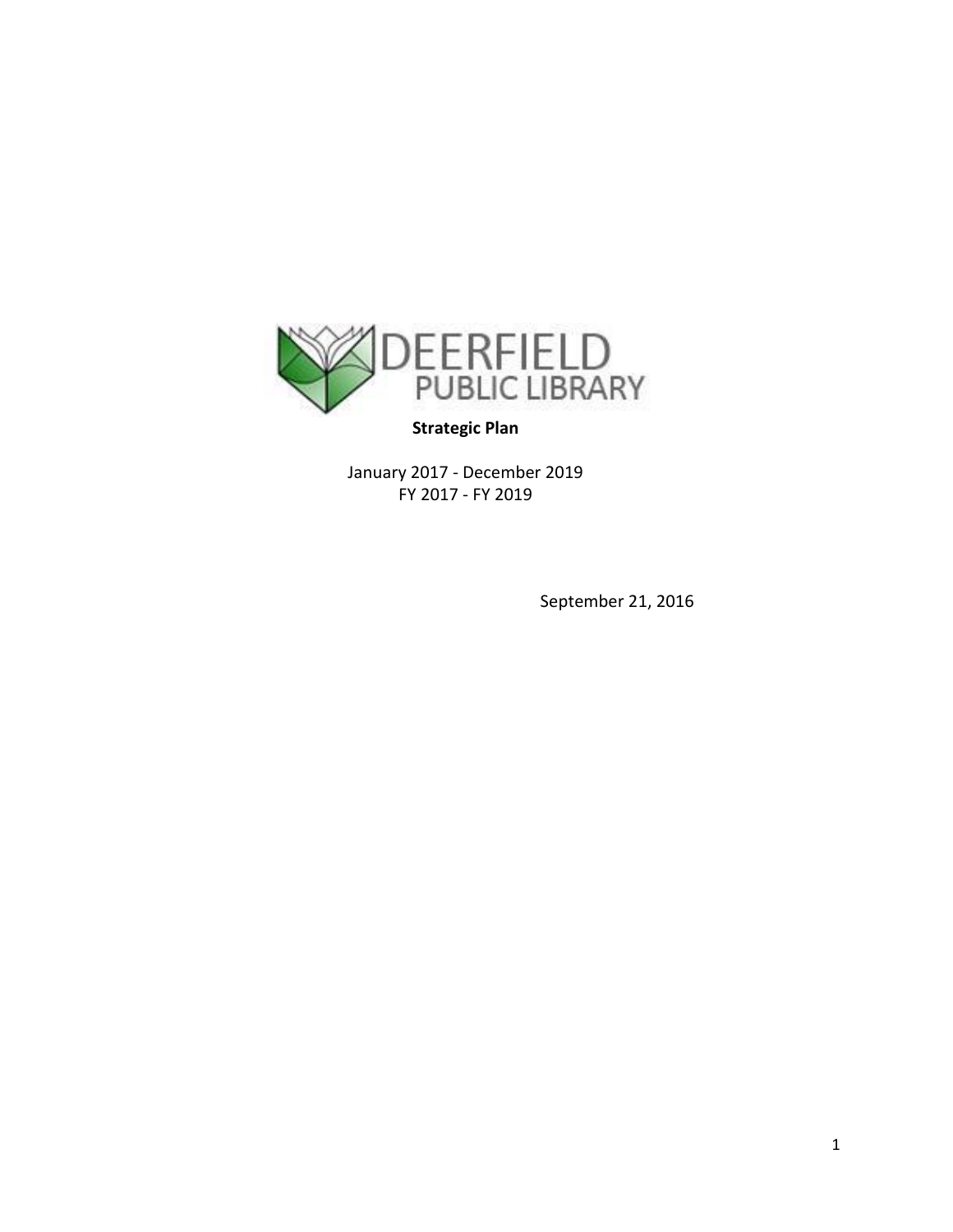DEERFIELD PUBLIC LIBRARY

**Strategic Plan**

January 2017 - December 2019
FY 2017 - FY 2019

September 21, 2016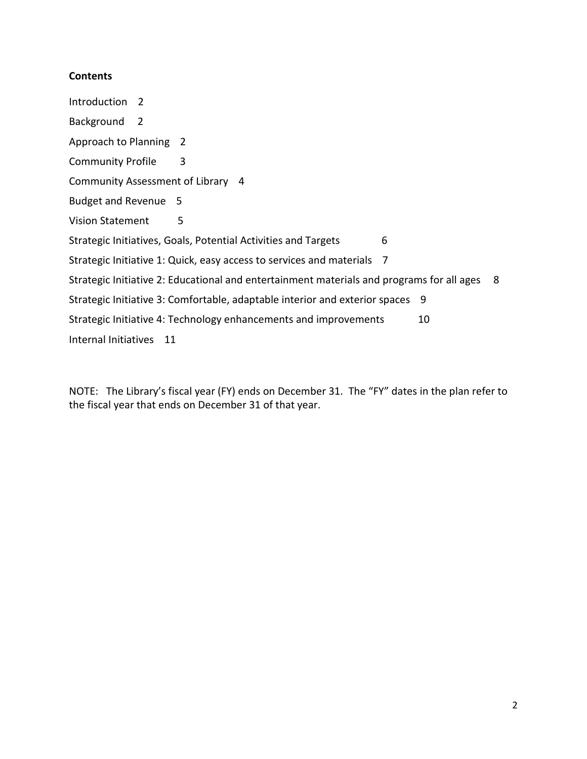**Contents**

Introduction 2

Background 2

Approach to Planning 2

Community Profile 3

Community Assessment of Library 4

Budget and Revenue 5

Vision Statement 5

Strategic Initiatives, Goals, Potential Activities and Targets 6

Strategic Initiative 1: Quick, easy access to services and materials 7

Strategic Initiative 2: Educational and entertainment materials and programs for all ages 8

Strategic Initiative 3: Comfortable, adaptable interior and exterior spaces 9

Strategic Initiative 4: Technology enhancements and improvements 10

Internal Initiatives 11

NOTE: The Library's fiscal year (FY) ends on December 31. The "FY" dates in the plan refer to the fiscal year that ends on December 31 of that year.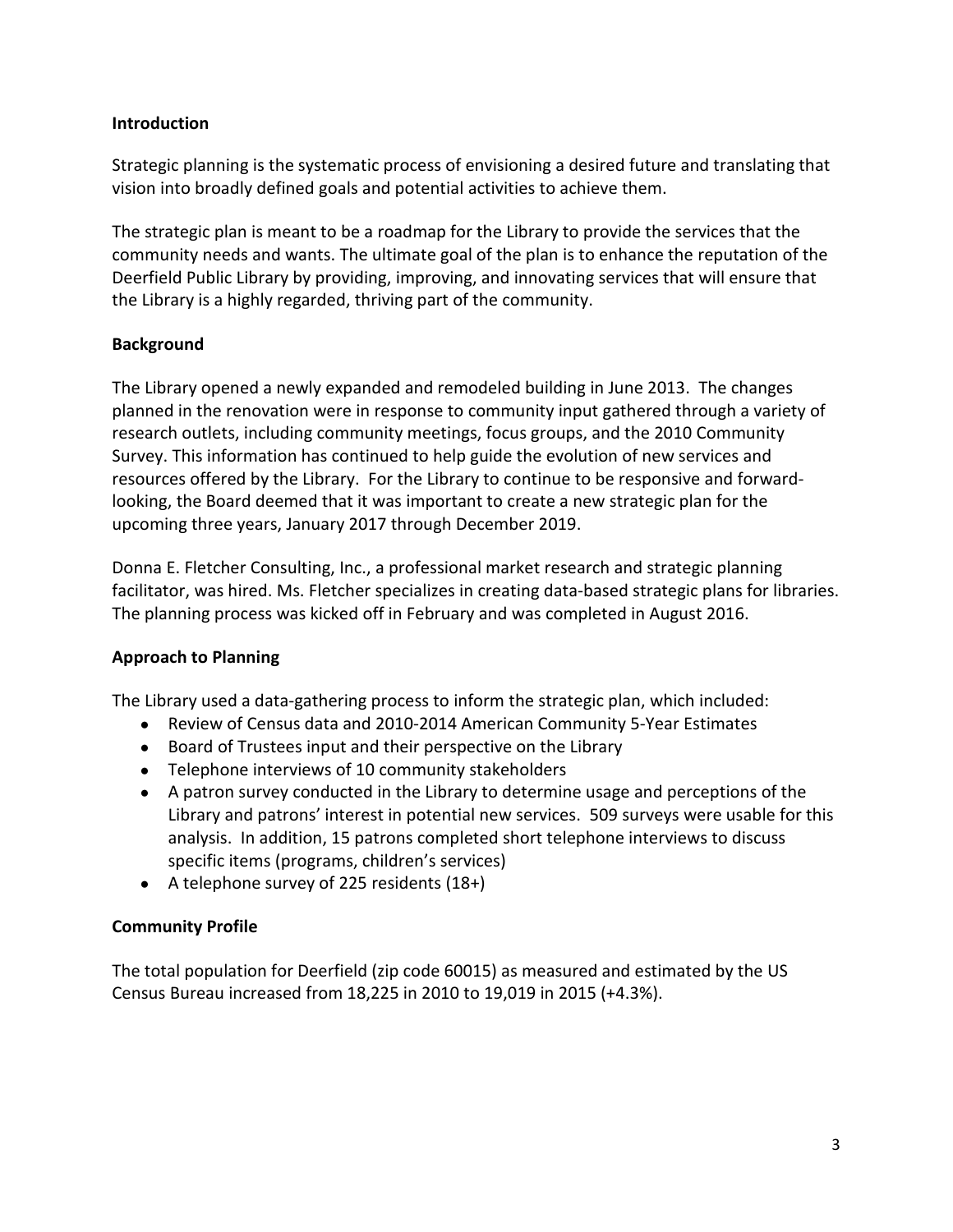## Introduction

Strategic planning is the systematic process of envisioning a desired future and translating that vision into broadly defined goals and potential activities to achieve them.

The strategic plan is meant to be a roadmap for the Library to provide the services that the community needs and wants. The ultimate goal of the plan is to enhance the reputation of the Deerfield Public Library by providing, improving, and innovating services that will ensure that the Library is a highly regarded, thriving part of the community.

## Background

The Library opened a newly expanded and remodeled building in June 2013. The changes planned in the renovation were in response to community input gathered through a variety of research outlets, including community meetings, focus groups, and the 2010 Community Survey. This information has continued to help guide the evolution of new services and resources offered by the Library. For the Library to continue to be responsive and forward-looking, the Board deemed that it was important to create a new strategic plan for the upcoming three years, January 2017 through December 2019.

Donna E. Fletcher Consulting, Inc., a professional market research and strategic planning facilitator, was hired. Ms. Fletcher specializes in creating data-based strategic plans for libraries. The planning process was kicked off in February and was completed in August 2016.

## Approach to Planning

The Library used a data-gathering process to inform the strategic plan, which included:

- Review of Census data and 2010-2014 American Community 5-Year Estimates
- Board of Trustees input and their perspective on the Library
- Telephone interviews of 10 community stakeholders
- A patron survey conducted in the Library to determine usage and perceptions of the Library and patrons' interest in potential new services. 509 surveys were usable for this analysis. In addition, 15 patrons completed short telephone interviews to discuss specific items (programs, children's services)
- A telephone survey of 225 residents (18+)

## Community Profile

The total population for Deerfield (zip code 60015) as measured and estimated by the US Census Bureau increased from 18,225 in 2010 to 19,019 in 2015 (+4.3%).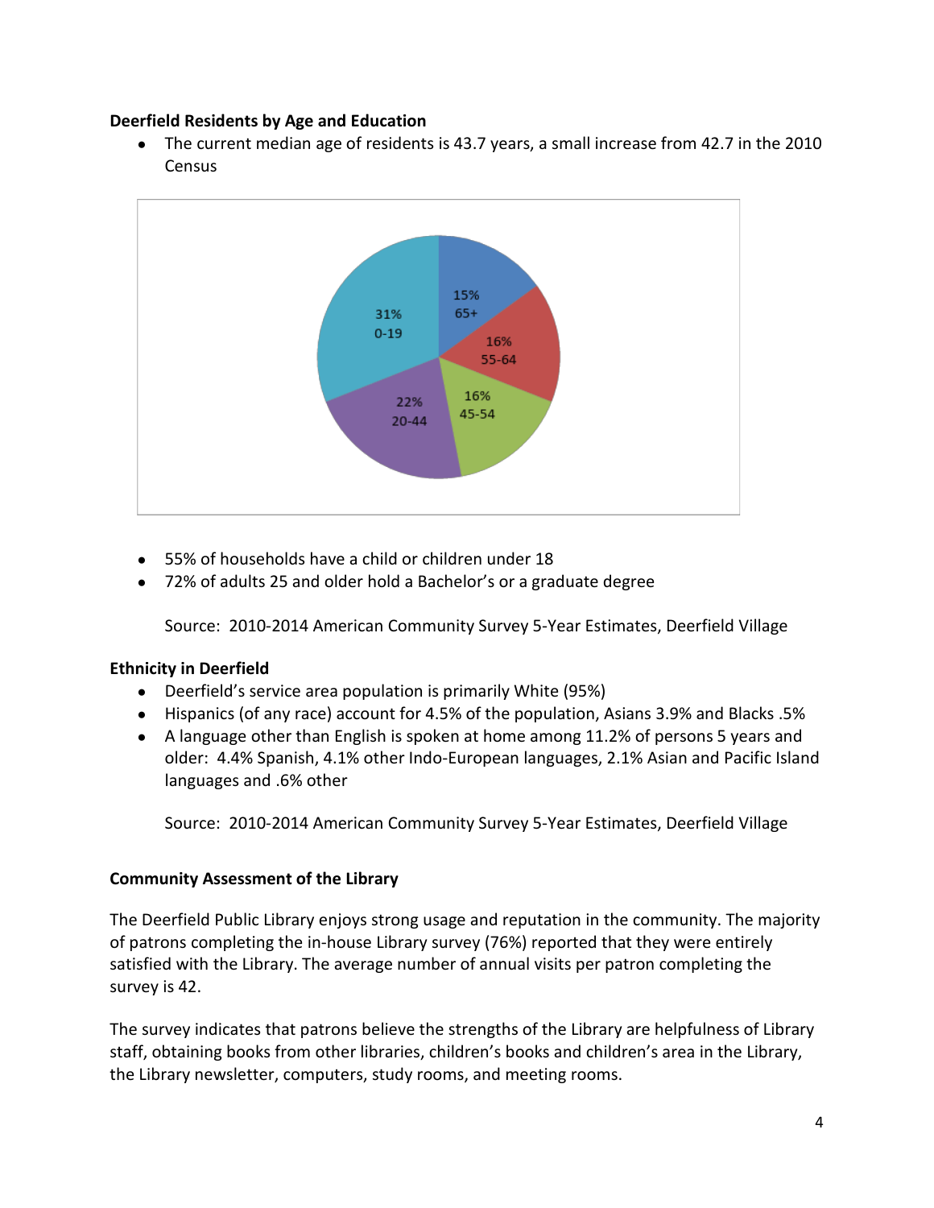**Deerfield Residents by Age and Education**

- The current median age of residents is 43.7 years, a small increase from 42.7 in the 2010 Census

| Age | Percent |
|---|---|
| 0-19 | 31% |
| 20-44 | 22% |
| 45-54 | 16% |
| 55-64 | 16% |
| 65+ | 15% |

- 55% of households have a child or children under 18
- 72% of adults 25 and older hold a Bachelor's or a graduate degree

Source: 2010-2014 American Community Survey 5-Year Estimates, Deerfield Village

**Ethnicity in Deerfield**

- Deerfield's service area population is primarily White (95%)
- Hispanics (of any race) account for 4.5% of the population, Asians 3.9% and Blacks .5%
- A language other than English is spoken at home among 11.2% of persons 5 years and older: 4.4% Spanish, 4.1% other Indo-European languages, 2.1% Asian and Pacific Island languages and .6% other

Source: 2010-2014 American Community Survey 5-Year Estimates, Deerfield Village

**Community Assessment of the Library**

The Deerfield Public Library enjoys strong usage and reputation in the community. The majority of patrons completing the in-house Library survey (76%) reported that they were entirely satisfied with the Library. The average number of annual visits per patron completing the survey is 42.

The survey indicates that patrons believe the strengths of the Library are helpfulness of Library staff, obtaining books from other libraries, children's books and children's area in the Library, the Library newsletter, computers, study rooms, and meeting rooms.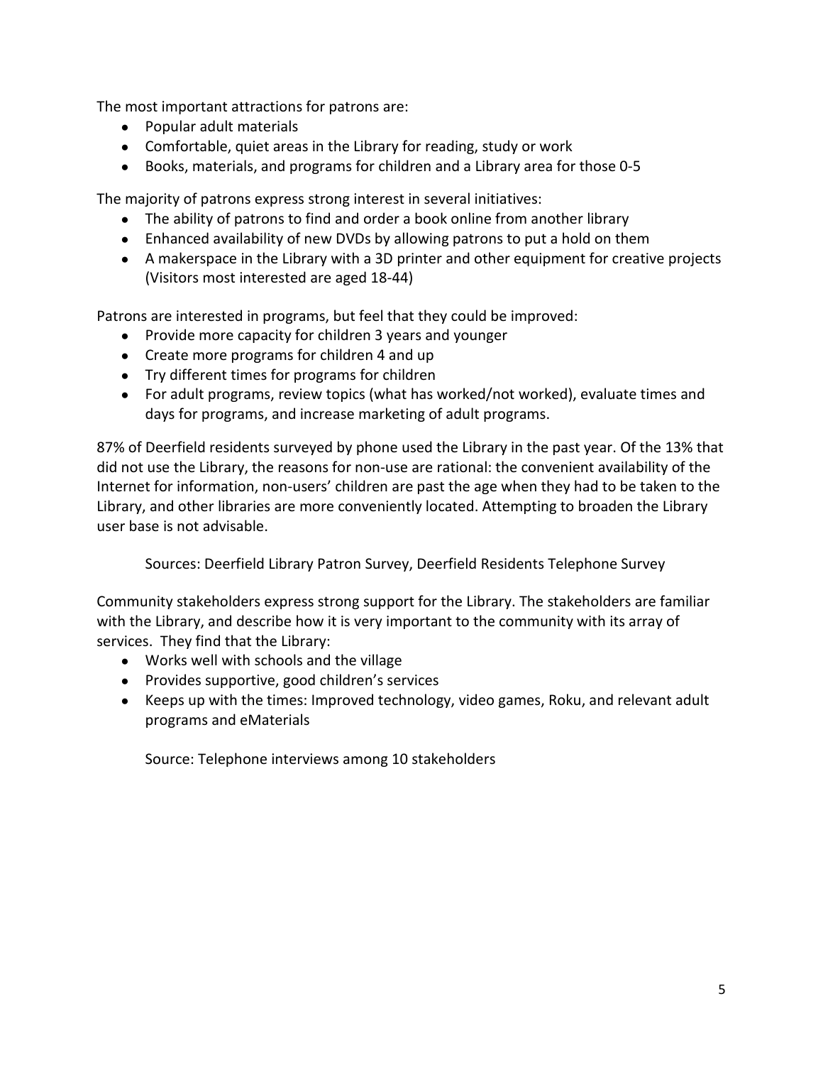The most important attractions for patrons are:

- Popular adult materials
- Comfortable, quiet areas in the Library for reading, study or work
- Books, materials, and programs for children and a Library area for those 0-5

The majority of patrons express strong interest in several initiatives:

- The ability of patrons to find and order a book online from another library
- Enhanced availability of new DVDs by allowing patrons to put a hold on them
- A makerspace in the Library with a 3D printer and other equipment for creative projects (Visitors most interested are aged 18-44)

Patrons are interested in programs, but feel that they could be improved:

- Provide more capacity for children 3 years and younger
- Create more programs for children 4 and up
- Try different times for programs for children
- For adult programs, review topics (what has worked/not worked), evaluate times and days for programs, and increase marketing of adult programs.

87% of Deerfield residents surveyed by phone used the Library in the past year. Of the 13% that did not use the Library, the reasons for non-use are rational: the convenient availability of the Internet for information, non-users' children are past the age when they had to be taken to the Library, and other libraries are more conveniently located. Attempting to broaden the Library user base is not advisable.

Sources: Deerfield Library Patron Survey, Deerfield Residents Telephone Survey

Community stakeholders express strong support for the Library. The stakeholders are familiar with the Library, and describe how it is very important to the community with its array of services. They find that the Library:

- Works well with schools and the village
- Provides supportive, good children's services
- Keeps up with the times: Improved technology, video games, Roku, and relevant adult programs and eMaterials

Source: Telephone interviews among 10 stakeholders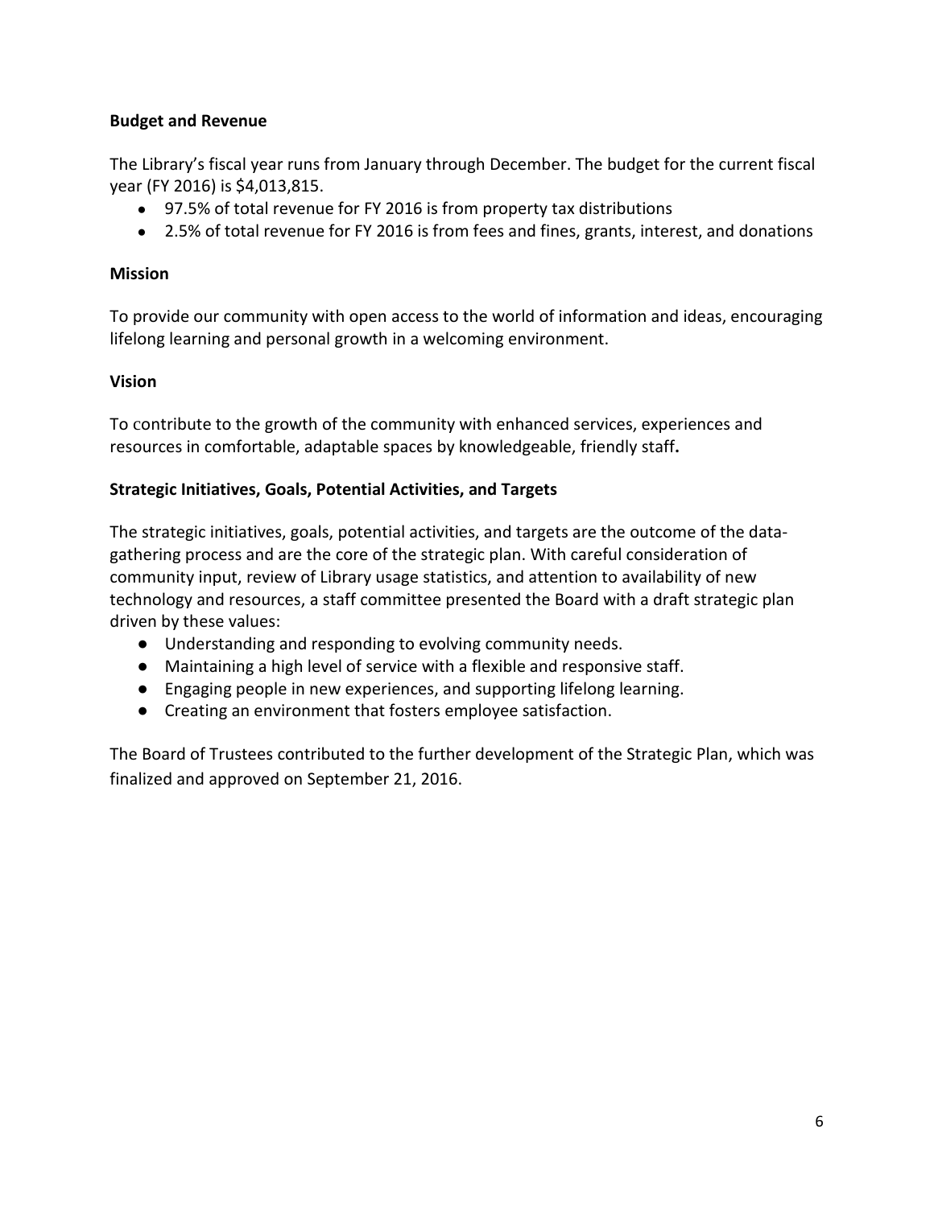**Budget and Revenue**

The Library's fiscal year runs from January through December. The budget for the current fiscal year (FY 2016) is $4,013,815.

- 97.5% of total revenue for FY 2016 is from property tax distributions
- 2.5% of total revenue for FY 2016 is from fees and fines, grants, interest, and donations

**Mission**

To provide our community with open access to the world of information and ideas, encouraging lifelong learning and personal growth in a welcoming environment.

**Vision**

To contribute to the growth of the community with enhanced services, experiences and resources in comfortable, adaptable spaces by knowledgeable, friendly staff**.**

**Strategic Initiatives, Goals, Potential Activities, and Targets**

The strategic initiatives, goals, potential activities, and targets are the outcome of the data-gathering process and are the core of the strategic plan. With careful consideration of community input, review of Library usage statistics, and attention to availability of new technology and resources, a staff committee presented the Board with a draft strategic plan driven by these values:

- Understanding and responding to evolving community needs.
- Maintaining a high level of service with a flexible and responsive staff.
- Engaging people in new experiences, and supporting lifelong learning.
- Creating an environment that fosters employee satisfaction.

The Board of Trustees contributed to the further development of the Strategic Plan, which was finalized and approved on September 21, 2016.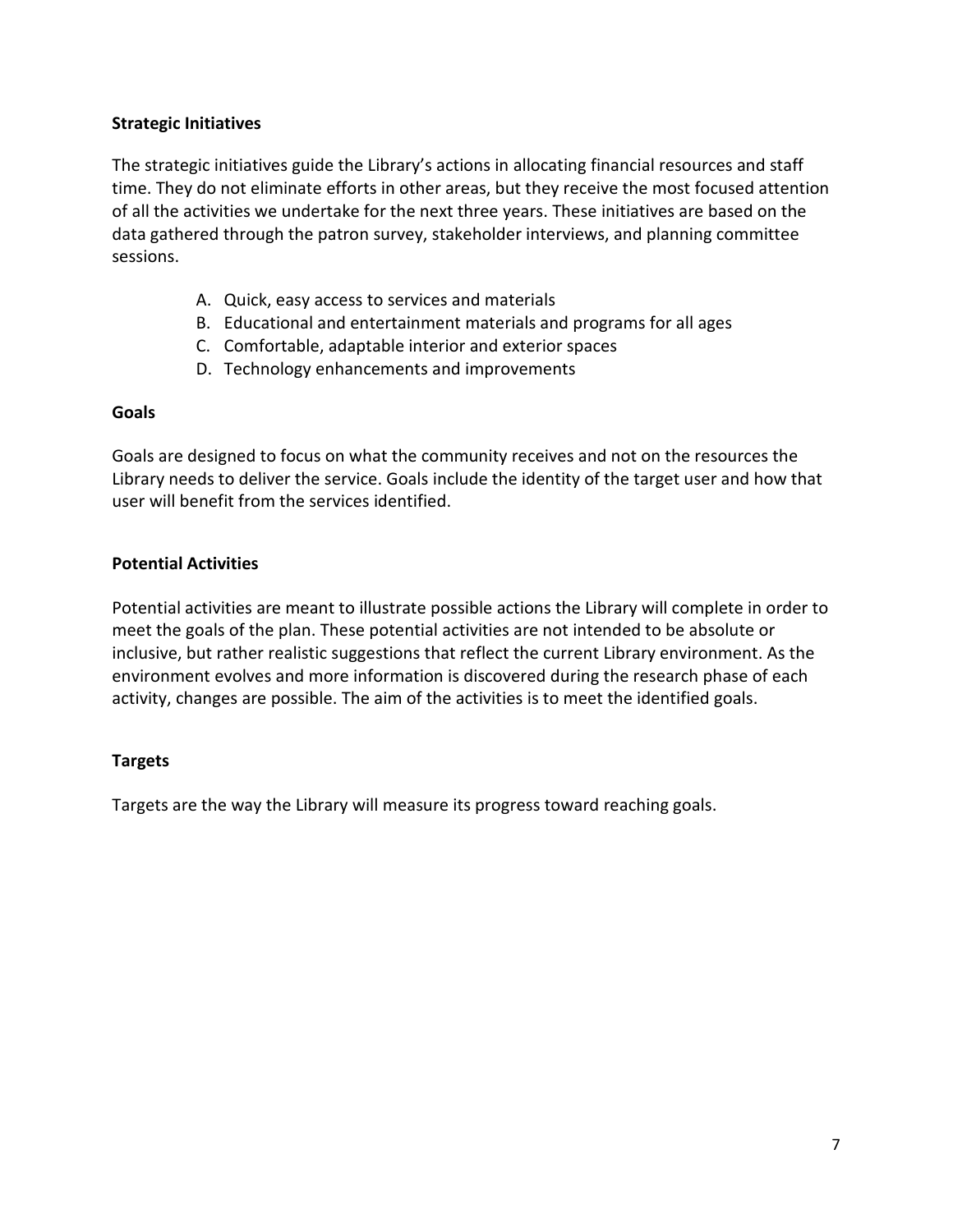## Strategic Initiatives

The strategic initiatives guide the Library's actions in allocating financial resources and staff time. They do not eliminate efforts in other areas, but they receive the most focused attention of all the activities we undertake for the next three years. These initiatives are based on the data gathered through the patron survey, stakeholder interviews, and planning committee sessions.

A. Quick, easy access to services and materials
B. Educational and entertainment materials and programs for all ages
C. Comfortable, adaptable interior and exterior spaces
D. Technology enhancements and improvements

## Goals

Goals are designed to focus on what the community receives and not on the resources the Library needs to deliver the service. Goals include the identity of the target user and how that user will benefit from the services identified.

## Potential Activities

Potential activities are meant to illustrate possible actions the Library will complete in order to meet the goals of the plan. These potential activities are not intended to be absolute or inclusive, but rather realistic suggestions that reflect the current Library environment. As the environment evolves and more information is discovered during the research phase of each activity, changes are possible. The aim of the activities is to meet the identified goals.

## Targets

Targets are the way the Library will measure its progress toward reaching goals.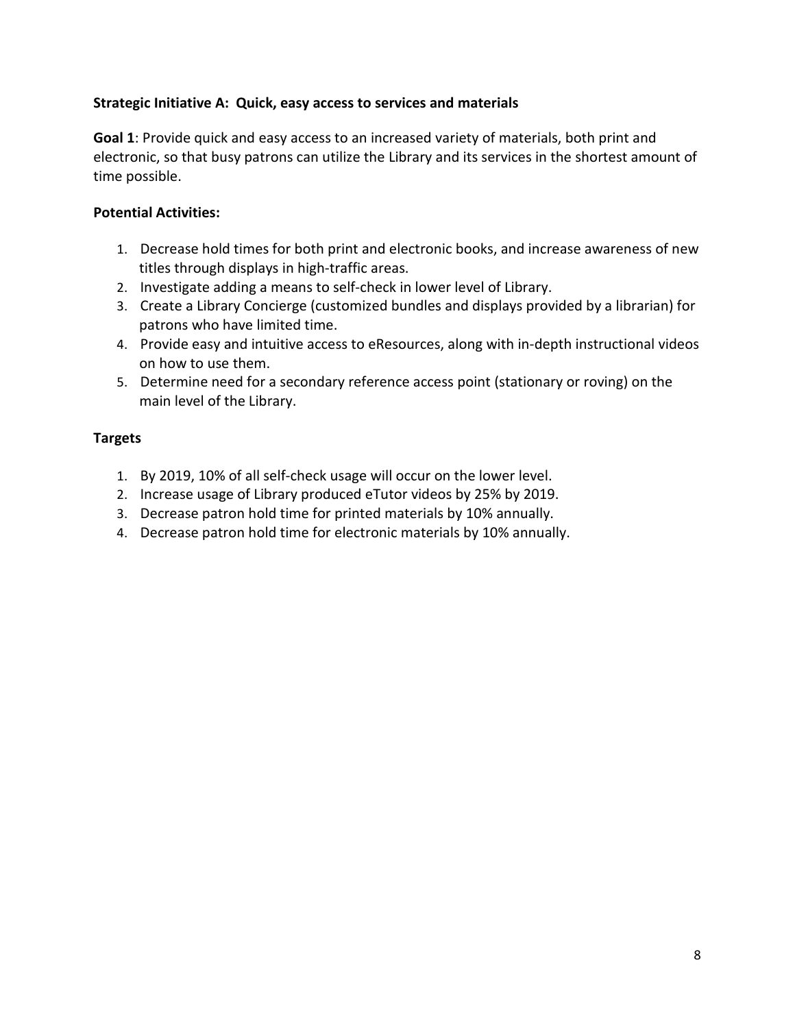**Strategic Initiative A: Quick, easy access to services and materials**

**Goal 1**: Provide quick and easy access to an increased variety of materials, both print and electronic, so that busy patrons can utilize the Library and its services in the shortest amount of time possible.

**Potential Activities:**

1. Decrease hold times for both print and electronic books, and increase awareness of new titles through displays in high-traffic areas.
2. Investigate adding a means to self-check in lower level of Library.
3. Create a Library Concierge (customized bundles and displays provided by a librarian) for patrons who have limited time.
4. Provide easy and intuitive access to eResources, along with in-depth instructional videos on how to use them.
5. Determine need for a secondary reference access point (stationary or roving) on the main level of the Library.

**Targets**

1. By 2019, 10% of all self-check usage will occur on the lower level.
2. Increase usage of Library produced eTutor videos by 25% by 2019.
3. Decrease patron hold time for printed materials by 10% annually.
4. Decrease patron hold time for electronic materials by 10% annually.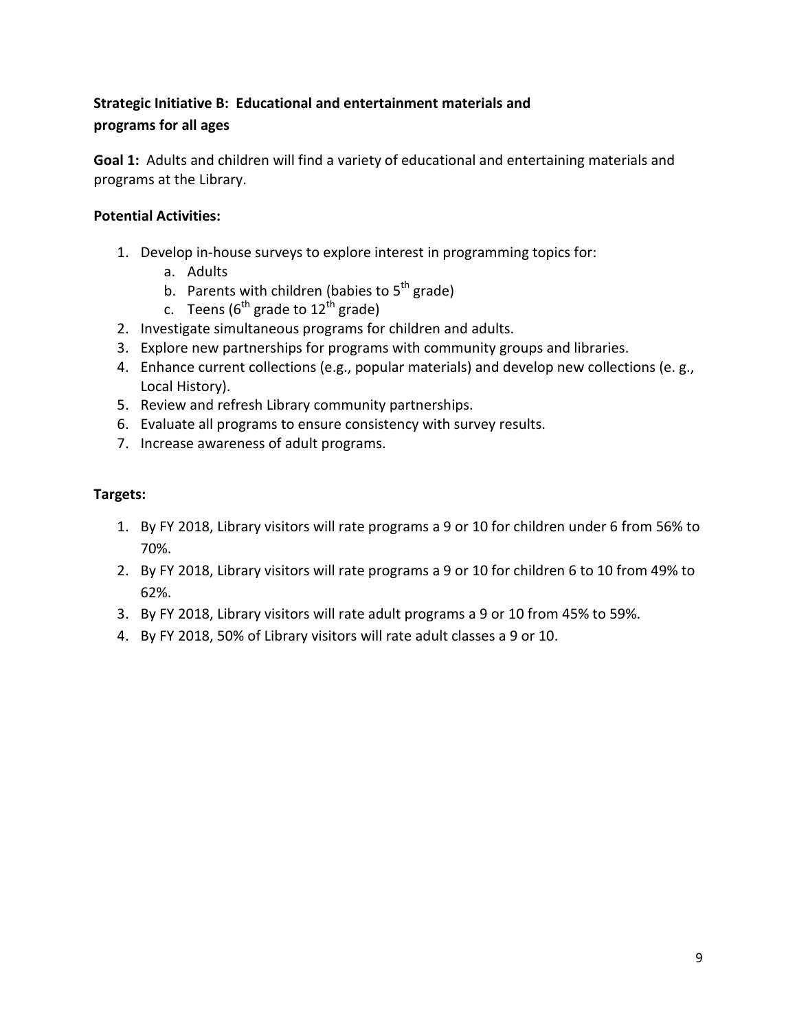**Strategic Initiative B: Educational and entertainment materials and programs for all ages**

**Goal 1:** Adults and children will find a variety of educational and entertaining materials and programs at the Library.

**Potential Activities:**

1. Develop in-house surveys to explore interest in programming topics for:
   a. Adults
   b. Parents with children (babies to 5th grade)
   c. Teens (6th grade to 12th grade)
2. Investigate simultaneous programs for children and adults.
3. Explore new partnerships for programs with community groups and libraries.
4. Enhance current collections (e.g., popular materials) and develop new collections (e. g., Local History).
5. Review and refresh Library community partnerships.
6. Evaluate all programs to ensure consistency with survey results.
7. Increase awareness of adult programs.

**Targets:**

1. By FY 2018, Library visitors will rate programs a 9 or 10 for children under 6 from 56% to 70%.
2. By FY 2018, Library visitors will rate programs a 9 or 10 for children 6 to 10 from 49% to 62%.
3. By FY 2018, Library visitors will rate adult programs a 9 or 10 from 45% to 59%.
4. By FY 2018, 50% of Library visitors will rate adult classes a 9 or 10.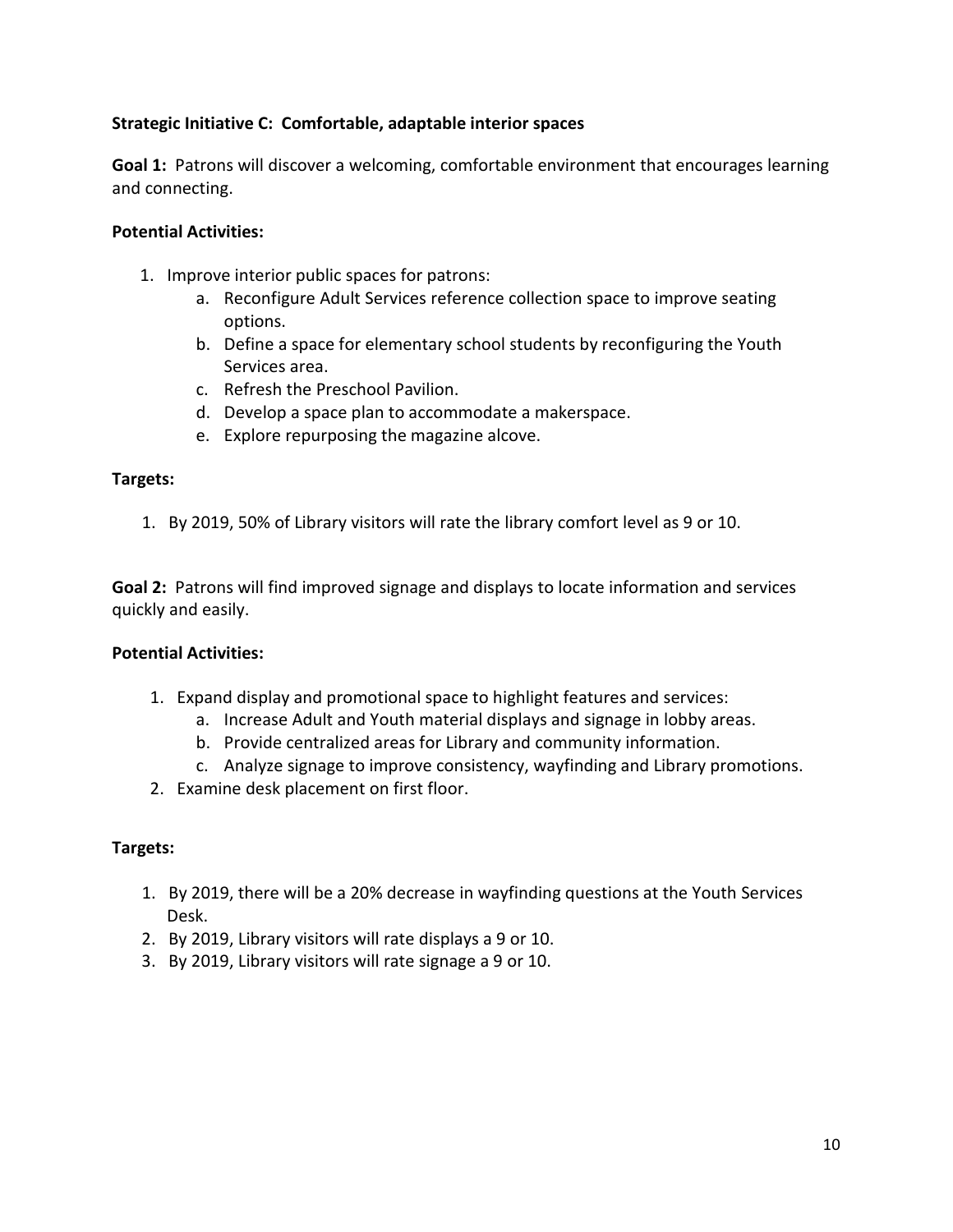**Strategic Initiative C: Comfortable, adaptable interior spaces**

**Goal 1:** Patrons will discover a welcoming, comfortable environment that encourages learning and connecting.

**Potential Activities:**

1. Improve interior public spaces for patrons:
    a. Reconfigure Adult Services reference collection space to improve seating options.
    b. Define a space for elementary school students by reconfiguring the Youth Services area.
    c. Refresh the Preschool Pavilion.
    d. Develop a space plan to accommodate a makerspace.
    e. Explore repurposing the magazine alcove.

**Targets:**

1. By 2019, 50% of Library visitors will rate the library comfort level as 9 or 10.

**Goal 2:** Patrons will find improved signage and displays to locate information and services quickly and easily.

**Potential Activities:**

1. Expand display and promotional space to highlight features and services:
    a. Increase Adult and Youth material displays and signage in lobby areas.
    b. Provide centralized areas for Library and community information.
    c. Analyze signage to improve consistency, wayfinding and Library promotions.
2. Examine desk placement on first floor.

**Targets:**

1. By 2019, there will be a 20% decrease in wayfinding questions at the Youth Services Desk.
2. By 2019, Library visitors will rate displays a 9 or 10.
3. By 2019, Library visitors will rate signage a 9 or 10.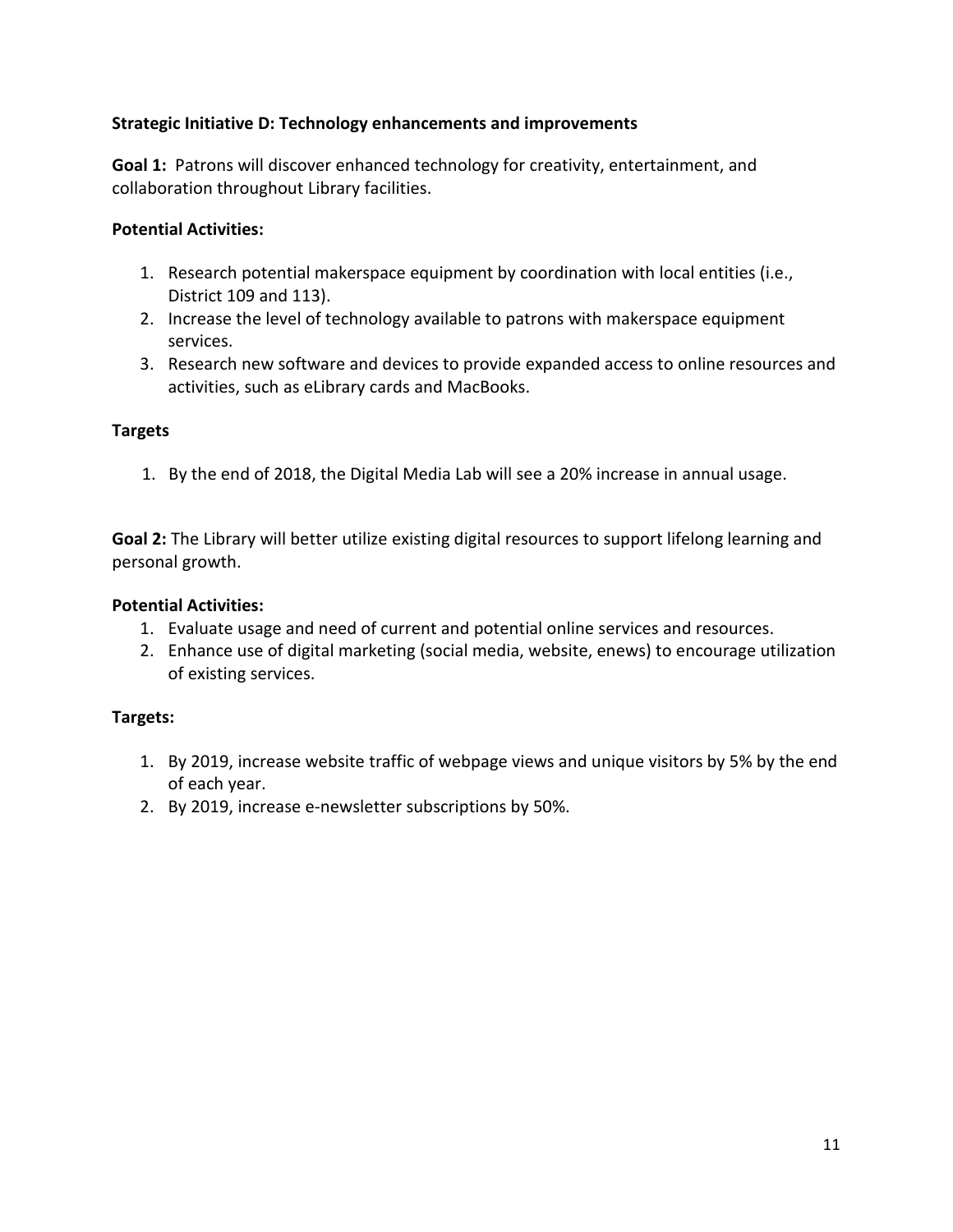**Strategic Initiative D: Technology enhancements and improvements**

**Goal 1:** Patrons will discover enhanced technology for creativity, entertainment, and collaboration throughout Library facilities.

**Potential Activities:**

1. Research potential makerspace equipment by coordination with local entities (i.e., District 109 and 113).
2. Increase the level of technology available to patrons with makerspace equipment services.
3. Research new software and devices to provide expanded access to online resources and activities, such as eLibrary cards and MacBooks.

**Targets**

1. By the end of 2018, the Digital Media Lab will see a 20% increase in annual usage.

**Goal 2:** The Library will better utilize existing digital resources to support lifelong learning and personal growth.

**Potential Activities:**

1. Evaluate usage and need of current and potential online services and resources.
2. Enhance use of digital marketing (social media, website, enews) to encourage utilization of existing services.

**Targets:**

1. By 2019, increase website traffic of webpage views and unique visitors by 5% by the end of each year.
2. By 2019, increase e-newsletter subscriptions by 50%.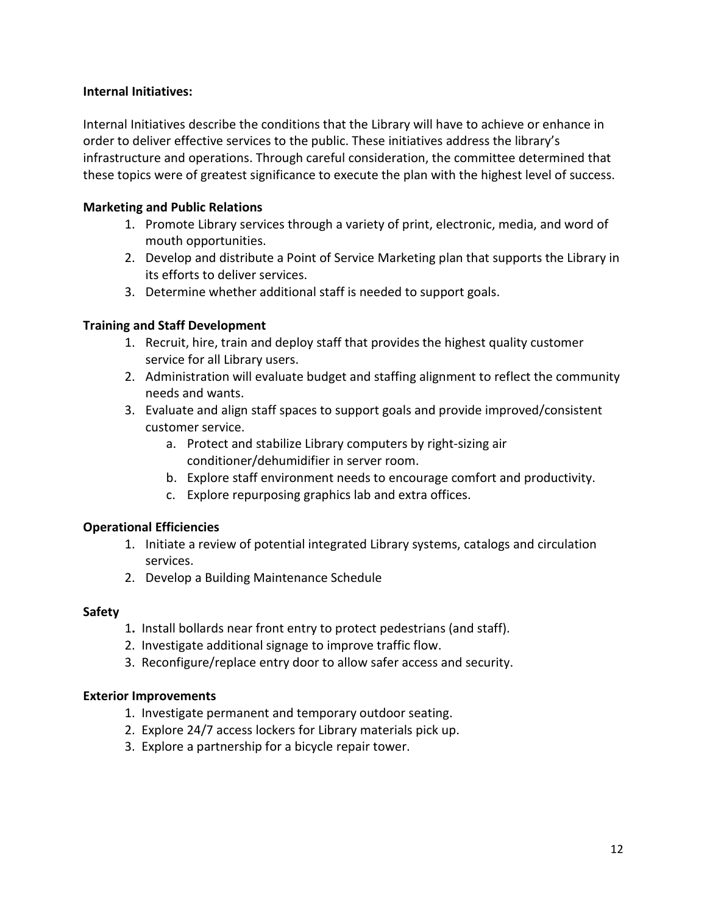**Internal Initiatives:**

Internal Initiatives describe the conditions that the Library will have to achieve or enhance in order to deliver effective services to the public. These initiatives address the library's infrastructure and operations. Through careful consideration, the committee determined that these topics were of greatest significance to execute the plan with the highest level of success.

**Marketing and Public Relations**

1. Promote Library services through a variety of print, electronic, media, and word of mouth opportunities.
2. Develop and distribute a Point of Service Marketing plan that supports the Library in its efforts to deliver services.
3. Determine whether additional staff is needed to support goals.

**Training and Staff Development**

1. Recruit, hire, train and deploy staff that provides the highest quality customer service for all Library users.
2. Administration will evaluate budget and staffing alignment to reflect the community needs and wants.
3. Evaluate and align staff spaces to support goals and provide improved/consistent customer service.
   a. Protect and stabilize Library computers by right-sizing air conditioner/dehumidifier in server room.
   b. Explore staff environment needs to encourage comfort and productivity.
   c. Explore repurposing graphics lab and extra offices.

**Operational Efficiencies**

1. Initiate a review of potential integrated Library systems, catalogs and circulation services.
2. Develop a Building Maintenance Schedule

**Safety**

1. Install bollards near front entry to protect pedestrians (and staff).
2. Investigate additional signage to improve traffic flow.
3. Reconfigure/replace entry door to allow safer access and security.

**Exterior Improvements**

1. Investigate permanent and temporary outdoor seating.
2. Explore 24/7 access lockers for Library materials pick up.
3. Explore a partnership for a bicycle repair tower.